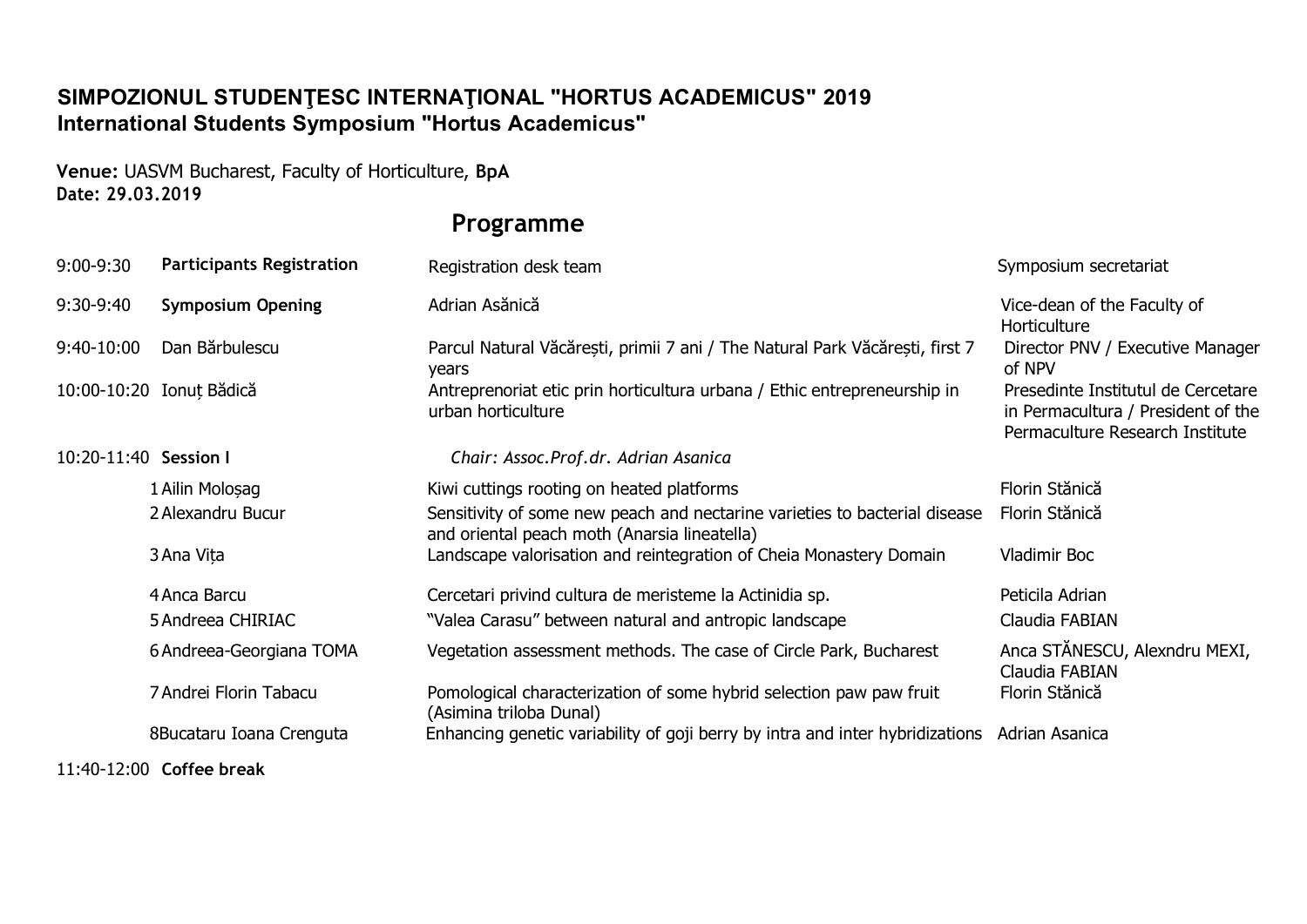# SIMPOZIONUL STUDENŢESC INTERNAŢIONAL "HORTUS ACADEMICUS" 2019
## International Students Symposium "Hortus Academicus"

**Venue:** UASVM Bucharest, Faculty of Horticulture, **BpA**
**Date: 29.03.2019**

## Programme

| Time | | Title | |
|---|---|---|---|
| 9:00-9:30 | **Participants Registration** | Registration desk team | Symposium secretariat |
| 9:30-9:40 | **Symposium Opening** | Adrian Asănică | Vice-dean of the Faculty of Horticulture |
| 9:40-10:00 | Dan Bărbulescu | Parcul Natural Văcărești, primii 7 ani / The Natural Park Văcărești, first 7 years | Director PNV / Executive Manager of NPV |
| 10:00-10:20 | Ionuț Bădică | Antreprenoriat etic prin horticultura urbana / Ethic entrepreneurship in urban horticulture | Presedinte Institutul de Cercetare in Permacultura / President of the Permaculture Research Institute |
| 10:20-11:40 | **Session I** | *Chair: Assoc.Prof.dr. Adrian Asanica* | |
| | 1 Ailin Moloșag | Kiwi cuttings rooting on heated platforms | Florin Stănică |
| | 2 Alexandru Bucur | Sensitivity of some new peach and nectarine varieties to bacterial disease and oriental peach moth (Anarsia lineatella) | Florin Stănică |
| | 3 Ana Vița | Landscape valorisation and reintegration of Cheia Monastery Domain | Vladimir Boc |
| | 4 Anca Barcu | Cercetari privind cultura de meristeme la Actinidia sp. | Peticila Adrian |
| | 5 Andreea CHIRIAC | "Valea Carasu" between natural and antropic landscape | Claudia FABIAN |
| | 6 Andreea-Georgiana TOMA | Vegetation assessment methods. The case of Circle Park, Bucharest | Anca STĂNESCU, Alexndru MEXI, Claudia FABIAN |
| | 7 Andrei Florin Tabacu | Pomological characterization of some hybrid selection paw paw fruit (Asimina triloba Dunal) | Florin Stănică |
| | 8 Bucataru Ioana Crenguta | Enhancing genetic variability of goji berry by intra and inter hybridizations | Adrian Asanica |
| 11:40-12:00 | **Coffee break** | | |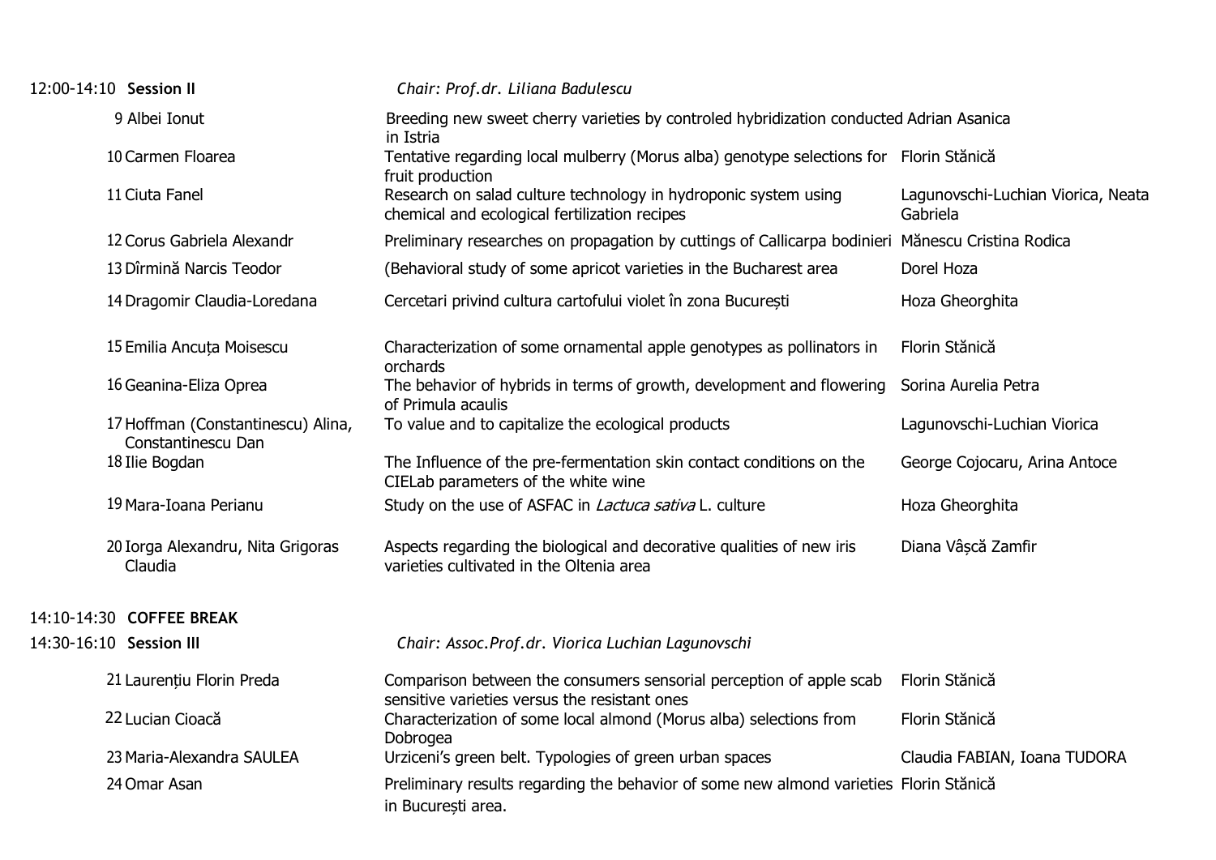12:00-14:10 **Session II** *Chair: Prof.dr. Liliana Badulescu*

| No. | Author | Title | Coordinator |
|---|---|---|---|
| 9 | Albei Ionut | Breeding new sweet cherry varieties by controled hybridization conducted in Istria | Adrian Asanica |
| 10 | Carmen Floarea | Tentative regarding local mulberry (Morus alba) genotype selections for fruit production | Florin Stănică |
| 11 | Ciuta Fanel | Research on salad culture technology in hydroponic system using chemical and ecological fertilization recipes | Lagunovschi-Luchian Viorica, Neata Gabriela |
| 12 | Corus Gabriela Alexandr | Preliminary researches on propagation by cuttings of Callicarpa bodinieri | Mănescu Cristina Rodica |
| 13 | Dîrmină Narcis Teodor | (Behavioral study of some apricot varieties in the Bucharest area | Dorel Hoza |
| 14 | Dragomir Claudia-Loredana | Cercetari privind cultura cartofului violet în zona București | Hoza Gheorghita |
| 15 | Emilia Ancuța Moisescu | Characterization of some ornamental apple genotypes as pollinators in orchards | Florin Stănică |
| 16 | Geanina-Eliza Oprea | The behavior of hybrids in terms of growth, development and flowering of Primula acaulis | Sorina Aurelia Petra |
| 17 | Hoffman (Constantinescu) Alina, Constantinescu Dan | To value and to capitalize the ecological products | Lagunovschi-Luchian Viorica |
| 18 | Ilie Bogdan | The Influence of the pre-fermentation skin contact conditions on the CIELab parameters of the white wine | George Cojocaru, Arina Antoce |
| 19 | Mara-Ioana Perianu | Study on the use of ASFAC in *Lactuca sativa* L. culture | Hoza Gheorghita |
| 20 | Iorga Alexandru, Nita Grigoras Claudia | Aspects regarding the biological and decorative qualities of new iris varieties cultivated in the Oltenia area | Diana Vâșcă Zamfir |

14:10-14:30 **COFFEE BREAK**

14:30-16:10 **Session III** *Chair: Assoc.Prof.dr. Viorica Luchian Lagunovschi*

| No. | Author | Title | Coordinator |
|---|---|---|---|
| 21 | Laurențiu Florin Preda | Comparison between the consumers sensorial perception of apple scab sensitive varieties versus the resistant ones | Florin Stănică |
| 22 | Lucian Cioacă | Characterization of some local almond (Morus alba) selections from Dobrogea | Florin Stănică |
| 23 | Maria-Alexandra SAULEA | Urziceni's green belt. Typologies of green urban spaces | Claudia FABIAN, Ioana TUDORA |
| 24 | Omar Asan | Preliminary results regarding the behavior of some new almond varieties in București area. | Florin Stănică |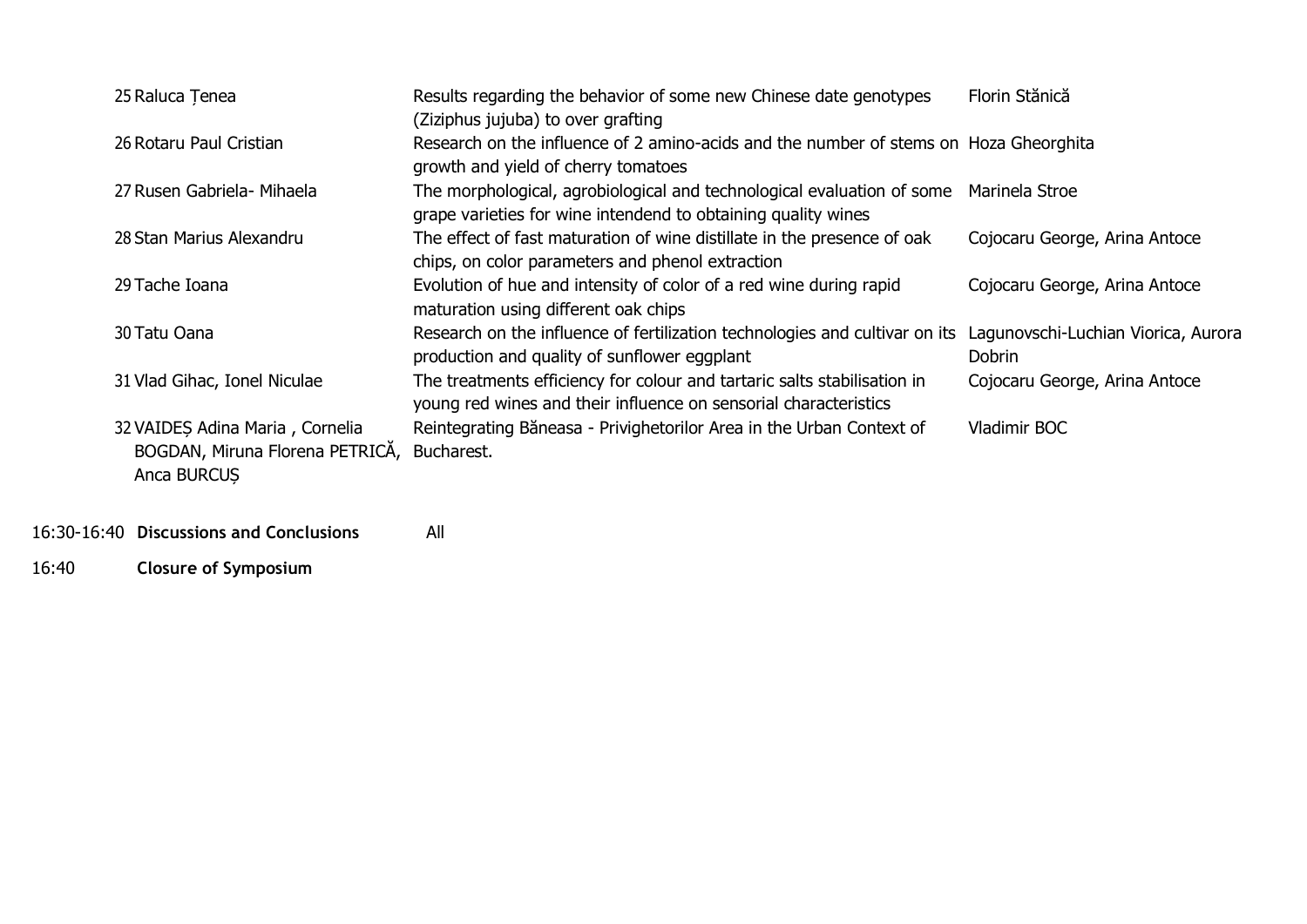| | | | |
|---|---|---|---|
| 25 | Raluca Țenea | Results regarding the behavior of some new Chinese date genotypes (Ziziphus jujuba) to over grafting | Florin Stănică |
| 26 | Rotaru Paul Cristian | Research on the influence of 2 amino-acids and the number of stems on growth and yield of cherry tomatoes | Hoza Gheorghita |
| 27 | Rusen Gabriela- Mihaela | The morphological, agrobiological and technological evaluation of some grape varieties for wine intendend to obtaining quality wines | Marinela Stroe |
| 28 | Stan Marius Alexandru | The effect of fast maturation of wine distillate in the presence of oak chips, on color parameters and phenol extraction | Cojocaru George, Arina Antoce |
| 29 | Tache Ioana | Evolution of hue and intensity of color of a red wine during rapid maturation using different oak chips | Cojocaru George, Arina Antoce |
| 30 | Tatu Oana | Research on the influence of fertilization technologies and cultivar on its production and quality of sunflower eggplant | Lagunovschi-Luchian Viorica, Aurora Dobrin |
| 31 | Vlad Gihac, Ionel Niculae | The treatments efficiency for colour and tartaric salts stabilisation in young red wines and their influence on sensorial characteristics | Cojocaru George, Arina Antoce |
| 32 | VAIDEȘ Adina Maria , Cornelia BOGDAN, Miruna Florena PETRICĂ, Anca BURCUȘ | Reintegrating Băneasa - Privighetorilor Area in the Urban Context of Bucharest. | Vladimir BOC |

16:30-16:40 **Discussions and Conclusions** All

16:40 **Closure of Symposium**